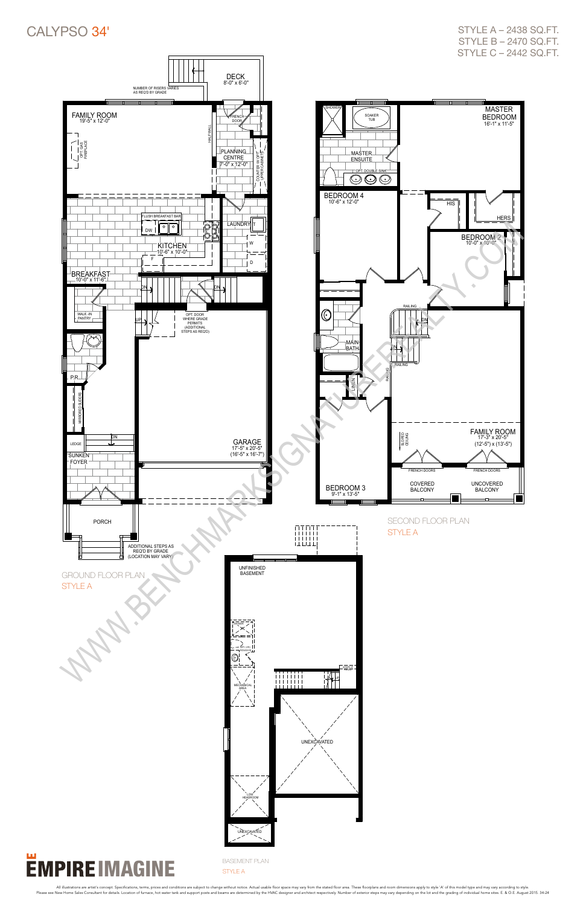# CALYPSO 34'

STYLE A – 2438 SQ.FT.
STYLE B – 2470 SQ.FT.
STYLE C – 2442 SQ.FT.

## GROUND FLOOR PLAN
STYLE A

- DECK 8'-0" x 6'-0"
- NUMBER OF RISERS VARIES AS REQ'D BY GRADE
- FAMILY ROOM 19'-5" x 12'-0"
- OPT. GAS FIREPLACE
- HALF WALL
- FRENCH DOOR
- PLANNING CENTRE 7'-0" x 12'-0"
- COUNTER W/ OPT. UPPER CABINETS
- FLUSH BREAKFAST BAR
- DW
- KITCHEN 10'-6" x 10'-0"
- F
- LAUNDRY
- T
- W
- D
- BREAKFAST 10'-0" x 11'-6"
- WALK-IN PANTRY
- DN
- UP
- OPT. DOOR WHERE GRADE PERMITS (ADDITIONAL STEPS AS REQ'D)
- P.R.
- MIRRORED SLIDERS
- LEDGE
- SUNKEN FOYER
- GARAGE 17'-5" x 20'-5" (16'-5" x 16'-7")
- PORCH
- ADDITIONAL STEPS AS REQ'D BY GRADE (LOCATION MAY VARY)

## SECOND FLOOR PLAN
STYLE A

- SHOWER
- SOAKER TUB
- MASTER ENSUITE
- OPT. DOUBLE SINK
- MASTER BEDROOM 16'-1" x 11'-5"
- BEDROOM 4 10'-6" x 12'-0"
- HIS
- HERS
- BEDROOM 2 10'-0" x 10'-0"
- RAILING
- DN
- MAIN BATH
- LINEN
- SLOPED CEILING
- FAMILY ROOM 17'-3" x 20'-5" (12'-5") x (13'-5")
- FRENCH DOORS
- COVERED BALCONY
- UNCOVERED BALCONY
- BEDROOM 3 9'-1" x 13'-5"

## BASEMENT PLAN
STYLE A

- UNFINISHED BASEMENT
- FURNACE
- HOT WATER TANK
- MECHANICAL AREA
- UNEXCAVATED
- LOW HEADROOM

WWW.BENCHMARKSIGNATUREREALTY.COM

EMPIRE IMAGINE

All illustrations are artist's concept. Specifications, terms, prices and conditions are subject to change without notice. Actual usable floor space may vary from the stated floor area. These floorplans and room dimensions apply to style 'A' of this model type and may vary according to style. Please see New Home Sales Consultant for details. Location of furnace, hot water tank and support posts and beams are determined by the HVAC designer and architect respectively. Number of exterior steps may vary depending on the lot and the grading of individual home sites. E. & O.E. August 2015. 34-24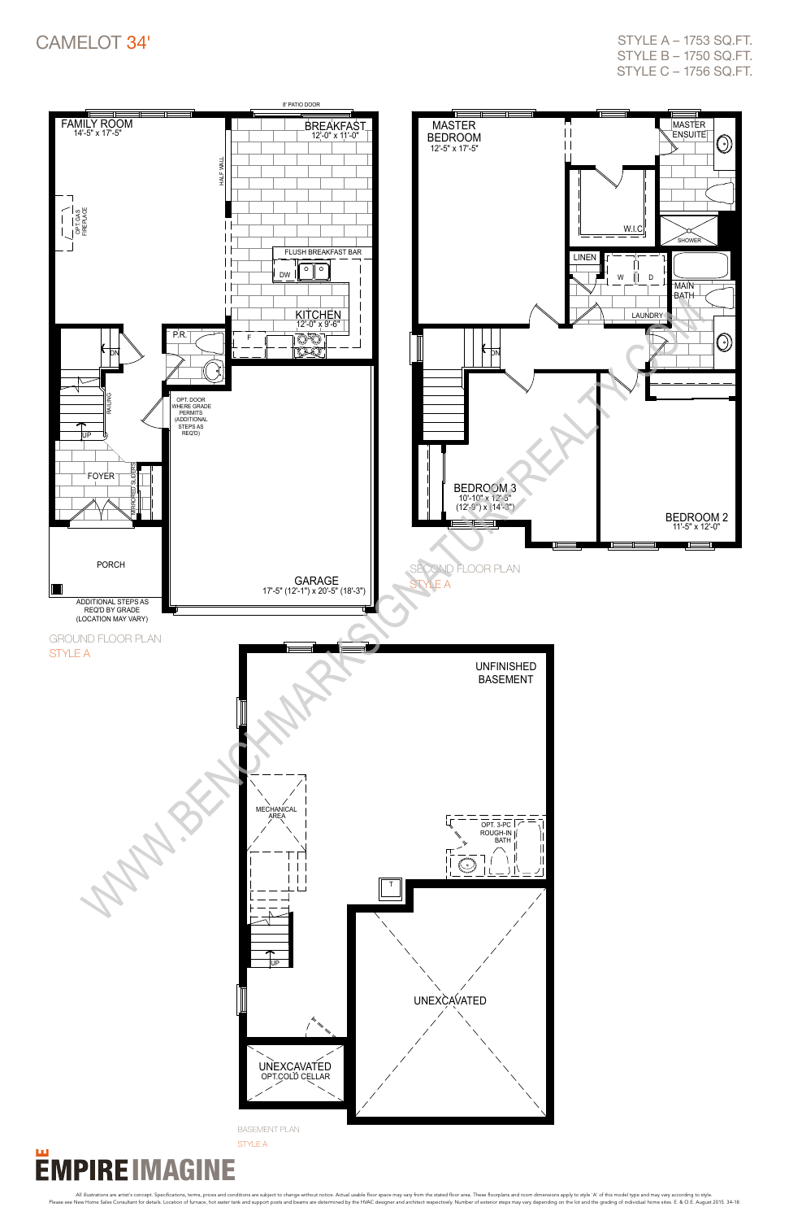# CAMELOT 34'

STYLE A – 1753 SQ.FT.
STYLE B – 1750 SQ.FT.
STYLE C – 1756 SQ.FT.

FAMILY ROOM
14'-5" x 17'-5"

OPT. GAS FIREPLACE

HALF WALL

8' PATIO DOOR

BREAKFAST
12'-0" x 11'-0"

FLUSH BREAKFAST BAR

DW

KITCHEN
12'-0" x 9'-6"

F

P.R.

DN

RAILING

UP

OPT. DOOR WHERE GRADE PERMITS (ADDITIONAL STEPS AS REQ'D)

FOYER

MIRRORED SLIDERS

PORCH

ADDITIONAL STEPS AS REQ'D BY GRADE (LOCATION MAY VARY)

GARAGE
17'-5" (12'-1") x 20'-5" (18'-3")

GROUND FLOOR PLAN
STYLE A

MASTER BEDROOM
12'-5" x 17'-5"

W.I.C

MASTER ENSUITE

SHOWER

LINEN

W

D

MAIN BATH

LAUNDRY

DN

BEDROOM 3
10'-10" x 12'-5"
(12'-9") x (14'-3")

BEDROOM 2
11'-5" x 12'-0"

SECOND FLOOR PLAN
STYLE A

UNFINISHED BASEMENT

MECHANICAL AREA

OPT. 3-PC ROUGH-IN BATH

T

UP

UNEXCAVATED

UNEXCAVATED
OPT. COLD CELLAR

BASEMENT PLAN
STYLE A

WWW.BENCHMARKSIGNATUREREALTY.COM

EMPIRE IMAGINE

All illustrations are artist's concept. Specifications, terms, prices and conditions are subject to change without notice. Actual usable floor space may vary from the stated floor area. These floorplans and room dimensions apply to style 'A' of this model type and may vary according to style. Please see New Home Sales Consultant for details. Location of furnace, hot water tank and support posts and beams are determined by the HVAC designer and architect respectively. Number of exterior steps may vary depending on the lot and the grading of individual home sites. E. & O.E. August 2015. 34-18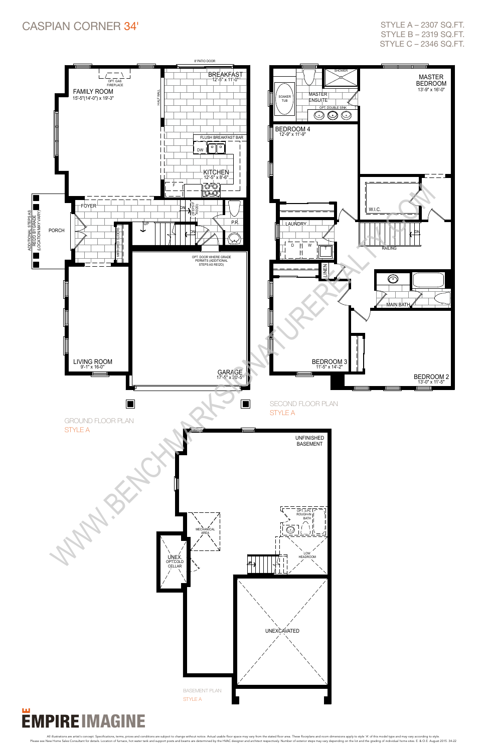# CASPIAN CORNER 34'

STYLE A – 2307 SQ.FT.
STYLE B – 2319 SQ.FT.
STYLE C – 2346 SQ.FT.

## GROUND FLOOR PLAN
STYLE A

8' PATIO DOOR

FAMILY ROOM
15'-5"(14'-0") x 19'-3"

OPT. GAS FIREPLACE

HALF WALL

BREAKFAST
12'-5" x 11'-0"

FLUSH BREAKFAST BAR

DW

KITCHEN
12'-5" x 8'-6"

F

FOYER

DN

(STEPS IF REQ'D)

P.R.

ADDITIONAL STEPS AS REQ'D BY GRADE (LOCATION MAY VARY)

PORCH

UP

DN

MIRRORED SLIDERS

OPT. DOOR WHERE GRADE PERMITS (ADDITIONAL STEPS AS REQ'D)

LIVING ROOM
9'-1" x 16'-0"

GARAGE
17'-5" x 20'-5"

## SECOND FLOOR PLAN
STYLE A

SHOWER

SOAKER TUB

MASTER ENSUITE

OPT. DOUBLE SINK

MASTER BEDROOM
13'-9" x 16'-0"

BEDROOM 4
12'-9" x 11'-9"

W.I.C.

LAUNDRY

D W T

RAILING

DN

LINEN

MAIN BATH

BEDROOM 3
11'-5" x 14'-2"

BEDROOM 2
13'-0" x 11'-5"

## BASEMENT PLAN
STYLE A

UNFINISHED BASEMENT

OPT. 3-PC ROUGH-IN BATH

MECHANICAL AREA

UNEX. OPT. COLD CELLAR

LOW HEADROOM

UP

UNEXCAVATED

WWW.BENCHMARKSIGNATUREREALTY.COM

EMPIRE IMAGINE

All illustrations are artist's concept. Specifications, terms, prices and conditions are subject to change without notice. Actual usable floor space may vary from the stated floor area. These floorplans and room dimensions apply to style 'A' of this model type and may vary according to style. Please see New Home Sales Consultant for details. Location of furnace, hot water tank and support posts and beams are determined by the HVAC designer and architect respectively. Number of exterior steps may vary depending on the lot and the grading of individual home sites. E. & O.E. August 2015. 34-22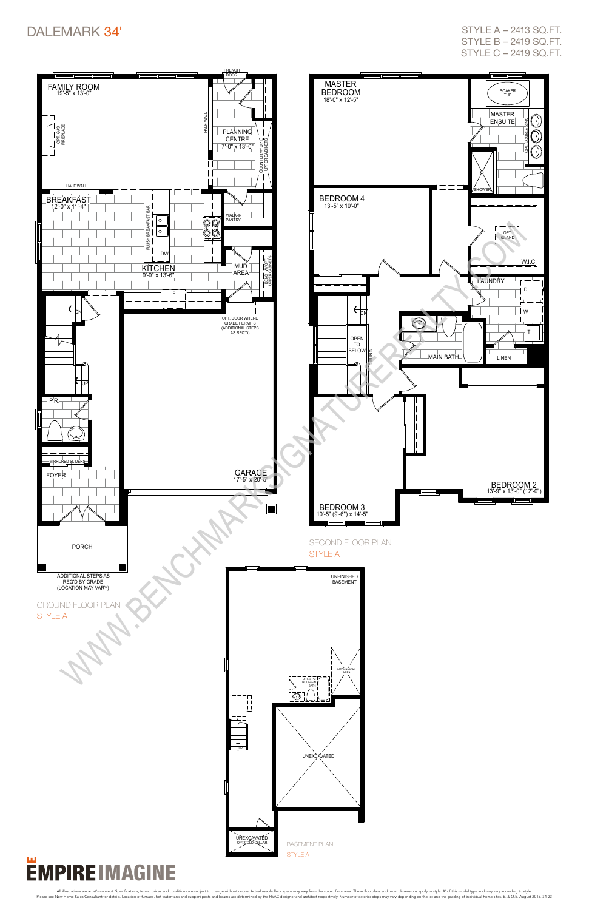# DALEMARK 34'

STYLE A – 2413 SQ.FT.
STYLE B – 2419 SQ.FT.
STYLE C – 2419 SQ.FT.

## GROUND FLOOR PLAN
STYLE A

FAMILY ROOM
19'-5" x 13'-0"

OPT. GAS FIREPLACE

HALF WALL

FRENCH DOOR

PLANNING CENTRE
7'-0" x 13'-0"

COUNTER W/ OPT. UPPER CABINETS

BREAKFAST
12'-0" x 11'-4"

FLUSH BREAKFAST BAR

DW

KITCHEN
9'-0" x 13'-6"

WALK-IN PANTRY

MUD AREA

BENCH W/ OPT. UPPER CABINETS

F

OPT. DOOR WHERE GRADE PERMITS (ADDITIONAL STEPS AS REQ'D)

GARAGE
17'-5" x 20'-5"

DN

UP

P.R.

MIRRORED SLIDERS

FOYER

PORCH

ADDITIONAL STEPS AS REQ'D BY GRADE (LOCATION MAY VARY)

## SECOND FLOOR PLAN
STYLE A

MASTER BEDROOM
18'-0" x 12'-5"

SOAKER TUB

MASTER ENSUITE

OPT. DOUBLE SINK

SHOWER

BEDROOM 4
13'-5" x 10'-0"

OPT. ISLAND

W.I.C

LAUNDRY

D

W

T

DN

OPEN TO BELOW

RAILING

MAIN BATH

LINEN

BEDROOM 3
10'-5" (9'-6") x 14'-5"

BEDROOM 2
13'-9" x 13'-0" (12'-0")

## BASEMENT PLAN
STYLE A

UNFINISHED BASEMENT

MECHANICAL AREA

OPT. 3-PC ROUGH-IN BATH

UP

UNEXCAVATED

UNEXCAVATED OPT. COLD CELLAR

WWW.BENCHMARKSIGNATUREREALTY.COM

EMPIRE IMAGINE

All illustrations are artist's concept. Specifications, terms, prices and conditions are subject to change without notice. Actual usable floor space may vary from the stated floor area. These floorplans and room dimensions apply to style 'A' of this model type and may vary according to style. Please see New Home Sales Consultant for details. Location of furnace, hot water tank and support posts and beams are determined by the HVAC designer and architect respectively. Number of exterior steps may vary depending on the lot and the grading of individual home sites. E. & O.E. August 2015. 34-23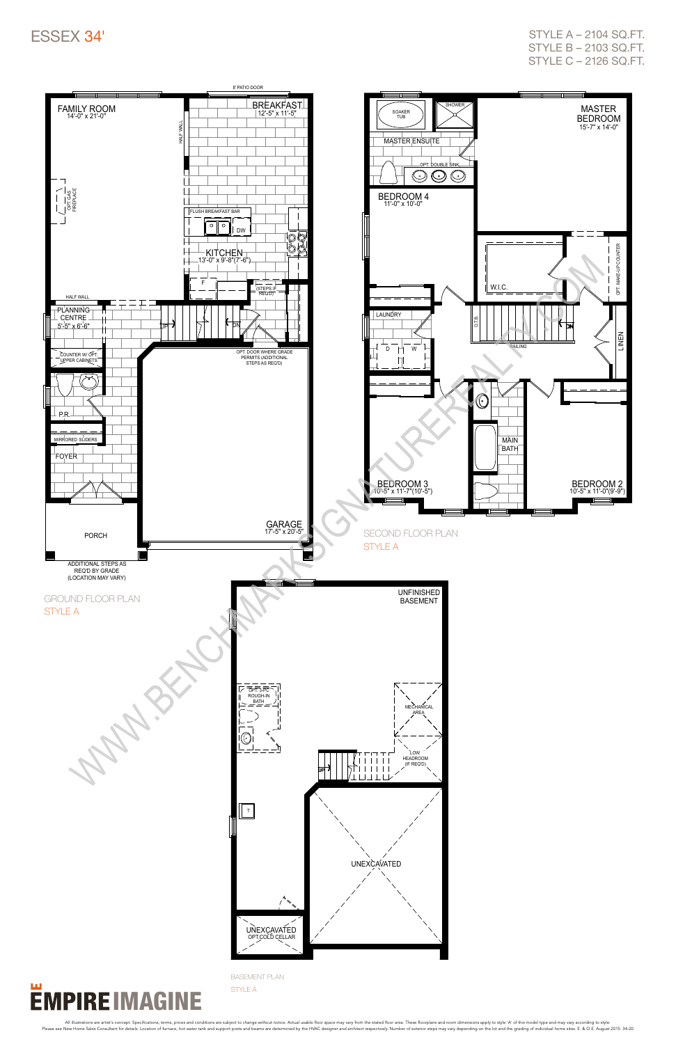# ESSEX 34'

STYLE A – 2104 SQ.FT.
STYLE B – 2103 SQ.FT.
STYLE C – 2126 SQ.FT.

## GROUND FLOOR PLAN
STYLE A

- FAMILY ROOM 14'-0" x 21'-0"
- OPT. GAS FIREPLACE
- HALF WALL
- 8' PATIO DOOR
- BREAKFAST 12'-5" x 11'-5"
- FLUSH BREAKFAST BAR
- DW
- KITCHEN 13'-0" x 9'-8"(7'-6")
- F
- (STEPS IF REQ'D)
- PLANNING CENTRE 5'-5" x 6'-6"
- UP
- DN
- COUNTER W/ OPT. UPPER CABINETS
- OPT. DOOR WHERE GRADE PERMITS (ADDITIONAL STEPS AS REQ'D)
- P.R.
- MIRRORED SLIDERS
- FOYER
- PORCH
- GARAGE 17'-5" x 20'-5"
- ADDITIONAL STEPS AS REQ'D BY GRADE (LOCATION MAY VARY)

## SECOND FLOOR PLAN
STYLE A

- SOAKER TUB
- SHOWER
- MASTER ENSUITE
- OPT. DOUBLE SINK
- MASTER BEDROOM 15'-7" x 14'-0"
- BEDROOM 4 11'-0" x 10'-0"
- W.I.C.
- OPT. MAKE-UP COUNTER
- LAUNDRY
- D
- W
- O.T.B.
- RAILING
- DN
- LINEN
- MAIN BATH
- BEDROOM 3 10'-5" x 11'-7"(10'-5")
- BEDROOM 2 10'-5" x 11'-0"(9'-9")

## BASEMENT PLAN
STYLE A

- UNFINISHED BASEMENT
- OPT. 3 PC. ROUGH-IN BATH
- MECHANICAL AREA
- LOW HEADROOM (IF REQ'D)
- UP
- T
- UNEXCAVATED
- UNEXCAVATED OPT. COLD CELLAR

EMPIRE IMAGINE

All illustrations are artist's concept. Specifications, terms, prices and conditions are subject to change without notice. Actual usable floor space may vary from the stated floor area. These floorplans and room dimensions apply to style 'A' of this model type and may vary according to style. Please see New Home Sales Consultant for details. Location of furnace, hot water tank and support posts and beams are determined by the HVAC designer and architect respectively. Number of exterior steps may vary depending on the lot and the grading of individual home sites. E. & O.E. August 2015. 34-20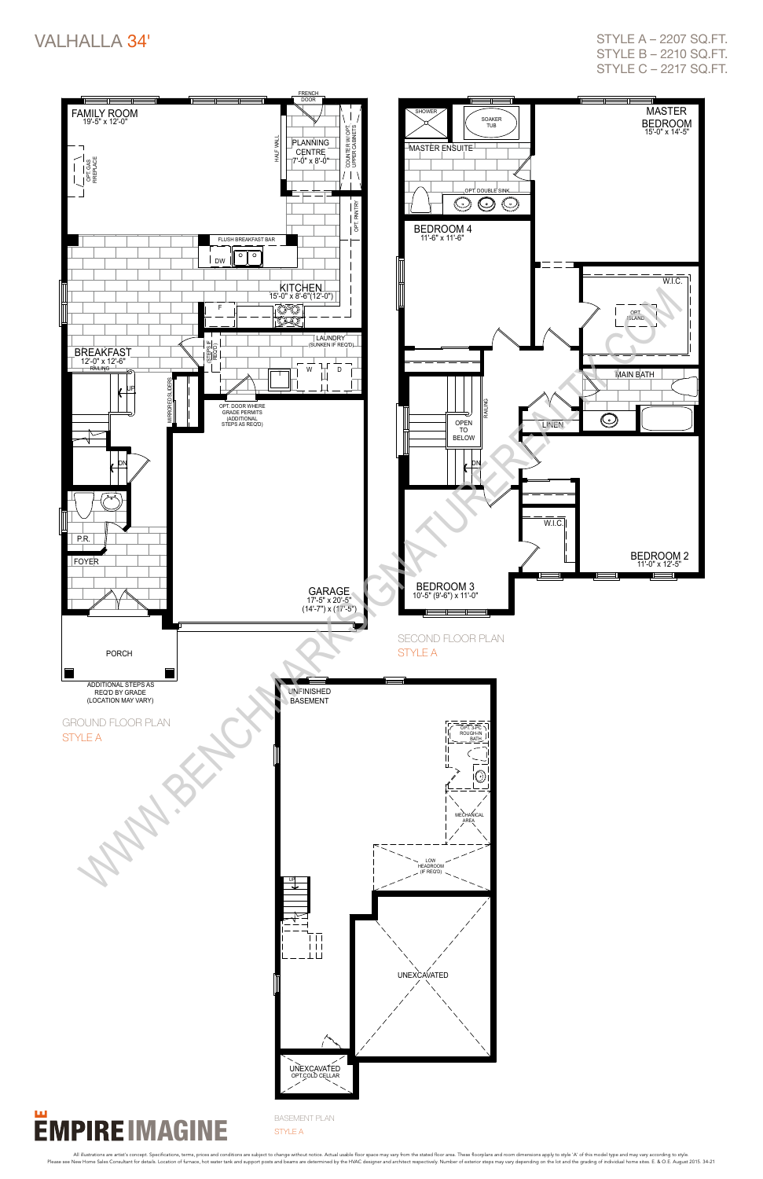# VALHALLA 34'

STYLE A – 2207 SQ.FT.
STYLE B – 2210 SQ.FT.
STYLE C – 2217 SQ.FT.

## GROUND FLOOR PLAN
STYLE A

- FAMILY ROOM 19'-5" x 12'-0"
- OPT. GAS FIREPLACE
- HALF WALL
- FRENCH DOOR
- PLANNING CENTRE 7'-0" x 8'-0"
- COUNTER W/ OPT. UPPER CABINETS
- OPT. PANTRY
- FLUSH BREAKFAST BAR
- DW
- KITCHEN 15'-0" x 8'-6"(12'-0")
- F
- LAUNDRY (SUNKEN IF REQ'D)
- W
- D
- STEPS IF REQ'D
- BREAKFAST 12'-0" x 12'-6"
- RAILING
- UP
- DN
- MIRRORED SLIDERS
- OPT. DOOR WHERE GRADE PERMITS (ADDITIONAL STEPS AS REQ'D)
- P.R.
- FOYER
- GARAGE 17'-5" x 20'-5" (14'-7") x (17'-5")
- PORCH
- ADDITIONAL STEPS AS REQ'D BY GRADE (LOCATION MAY VARY)

## SECOND FLOOR PLAN
STYLE A

- SHOWER
- SOAKER TUB
- MASTER ENSUITE
- OPT. DOUBLE SINK
- MASTER BEDROOM 15'-0" x 14'-5"
- BEDROOM 4 11'-6" x 11'-6"
- W.I.C.
- OPT. ISLAND
- MAIN BATH
- LINEN
- RAILING
- OPEN TO BELOW
- DN
- W.I.C.
- BEDROOM 2 11'-0" x 12'-5"
- BEDROOM 3 10'-5" (9'-6") x 11'-0"

## BASEMENT PLAN
STYLE A

- UNFINISHED BASEMENT
- OPT. 3-PC ROUGH-IN BATH
- MECHANICAL AREA
- LOW HEADROOM (IF REQ'D)
- UP
- UNEXCAVATED
- UNEXCAVATED OPT. COLD CELLAR

WWW.BENCHMARKSIGNATUREREALTY.COM

EMPIRE IMAGINE

All illustrations are artist's concept. Specifications, terms, prices and conditions are subject to change without notice. Actual usable floor space may vary from the stated floor area. These floorplans and room dimensions apply to style 'A' of this model type and may vary according to style. Please see New Home Sales Consultant for details. Location of furnace, hot water tank and support posts and beams are determined by the HVAC designer and architect respectively. Number of exterior steps may vary depending on the lot and the grading of individual home sites. E. & O.E. August 2015. 34-21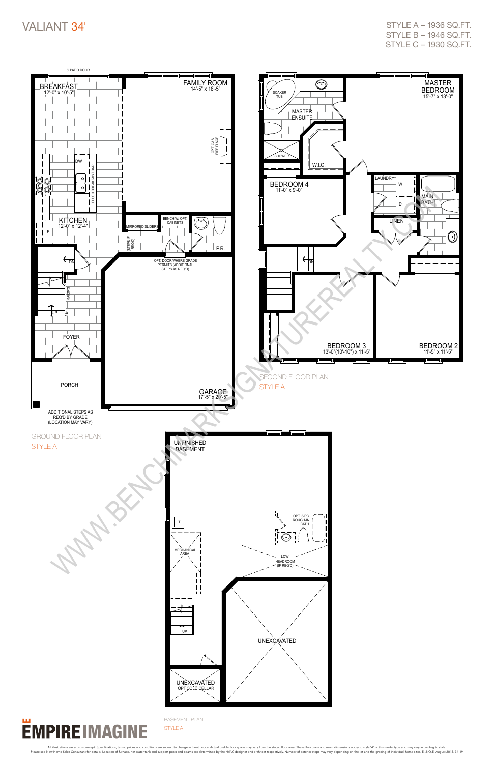# VALIANT 34'

STYLE A – 1936 SQ.FT.
STYLE B – 1946 SQ.FT.
STYLE C – 1930 SQ.FT.

8' PATIO DOOR

BREAKFAST
12'-0" x 10'-5"

FAMILY ROOM
14'-5" x 18'-5"

OPT. GAS FIREPLACE

DW

FLUSH BREAKFAST BAR

KITCHEN
12'-0" x 12'-4"

F

MIRRORED SLIDERS

BENCH W/ OPT. CABINETS

STEPS (IF REQ'D)

P.R.

DN

OPT. DOOR WHERE GRADE PERMITS (ADDITIONAL STEPS AS REQ'D)

RAILING

UP

FOYER

PORCH

GARAGE
17'-5" x 20'-5"

ADDITIONAL STEPS AS REQ'D BY GRADE (LOCATION MAY VARY)

GROUND FLOOR PLAN
STYLE A

SOAKER TUB

MASTER ENSUITE

SHOWER

W.I.C.

MASTER BEDROOM
15'-7" x 13'-0"

BEDROOM 4
11'-0" x 9'-0"

LAUNDRY

W

D

MAIN BATH

LINEN

DN

BEDROOM 3
13'-0"(10'-10") x 11'-5"

BEDROOM 2
11'-5" x 11'-5"

SECOND FLOOR PLAN
STYLE A

UNFINISHED BASEMENT

T

MECHANICAL AREA

OPT. 3-PC ROUGH-IN BATH

LOW HEADROOM (IF REQ'D)

UP

UNEXCAVATED

UNEXCAVATED
OPT. COLD CELLAR

BASEMENT PLAN
STYLE A

WWW.BENCHMARKSIGNATUREREALTY.COM

EMPIRE IMAGINE

All illustrations are artist's concept. Specifications, terms, prices and conditions are subject to change without notice. Actual usable floor space may vary from the stated floor area. These floorplans and room dimensions apply to style 'A' of this model type and may vary according to style. Please see New Home Sales Consultant for details. Location of furnace, hot water tank and support posts and beams are determined by the HVAC designer and architect respectively. Number of exterior steps may vary depending on the lot and the grading of individual home sites. E. & O.E. August 2015. 34-19